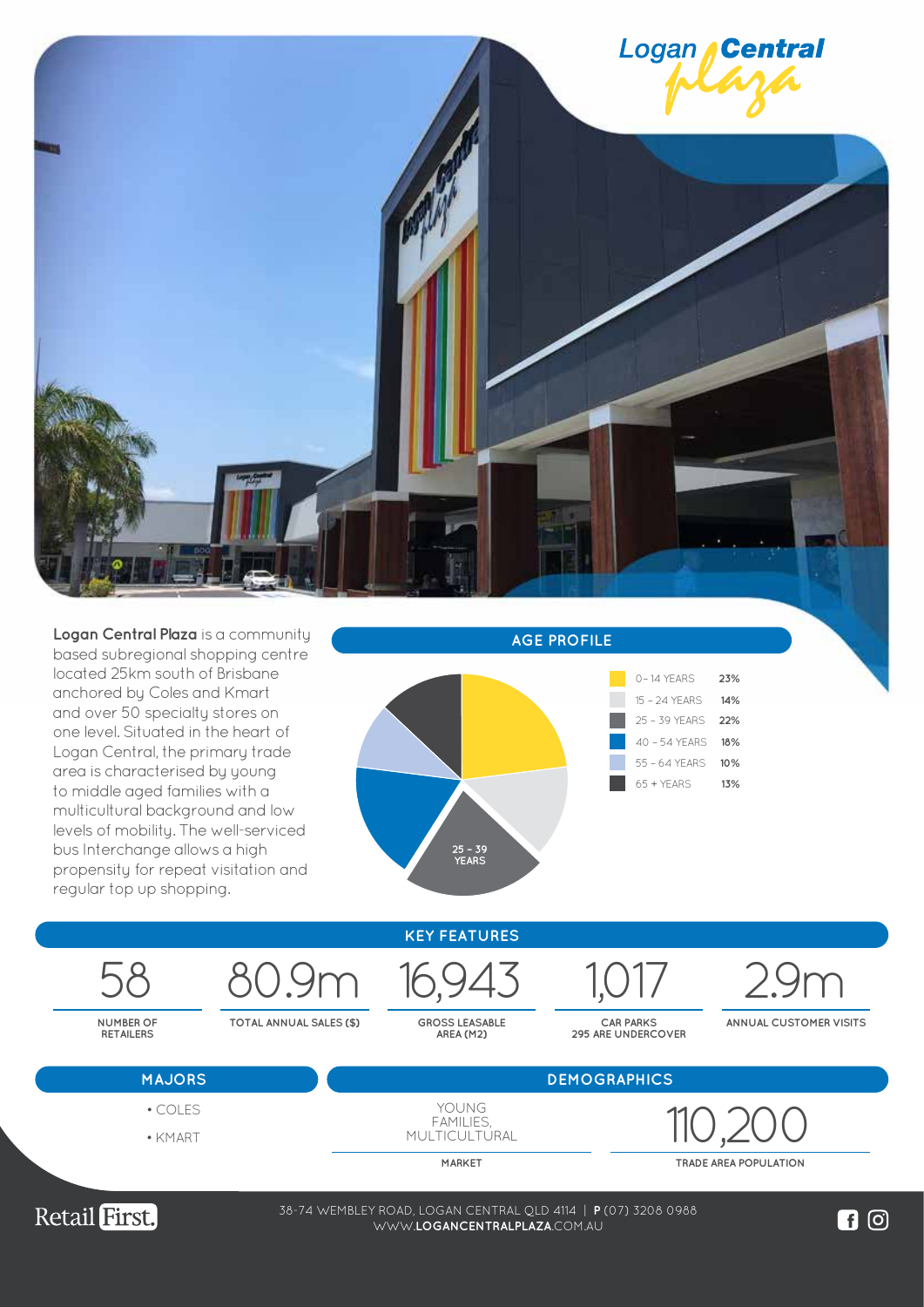# Logan Central Plaza

**Logan Central Plaza** is a community based subregional shopping centre located 25km south of Brisbane anchored by Coles and Kmart and over 50 specialty stores on one level. Situated in the heart of Logan Central, the primary trade area is characterised by young to middle aged families with a multicultural background and low levels of mobility. The well-serviced bus Interchange allows a high propensity for repeat visitation and regular top up shopping.

## AGE PROFILE

| Age | % |
|---|---|
| 0 – 14 YEARS | 23% |
| 15 – 24 YEARS | 14% |
| 25 – 39 YEARS | 22% |
| 40 – 54 YEARS | 18% |
| 55 – 64 YEARS | 10% |
| 65 + YEARS | 13% |

## KEY FEATURES

| NUMBER OF RETAILERS | TOTAL ANNUAL SALES ($) | GROSS LEASABLE AREA (M2) | CAR PARKS 295 ARE UNDERCOVER | ANNUAL CUSTOMER VISITS |
|---|---|---|---|---|
| 58 | 80.9m | 16,943 | 1,017 | 2.9m |

## MAJORS

- COLES
- KMART

## DEMOGRAPHICS

| MARKET | TRADE AREA POPULATION |
|---|---|
| YOUNG FAMILIES, MULTICULTURAL | 110,200 |

Retail First.

38-74 WEMBLEY ROAD, LOGAN CENTRAL QLD 4114 | **P** (07) 3208 0988
WWW.**LOGANCENTRALPLAZA**.COM.AU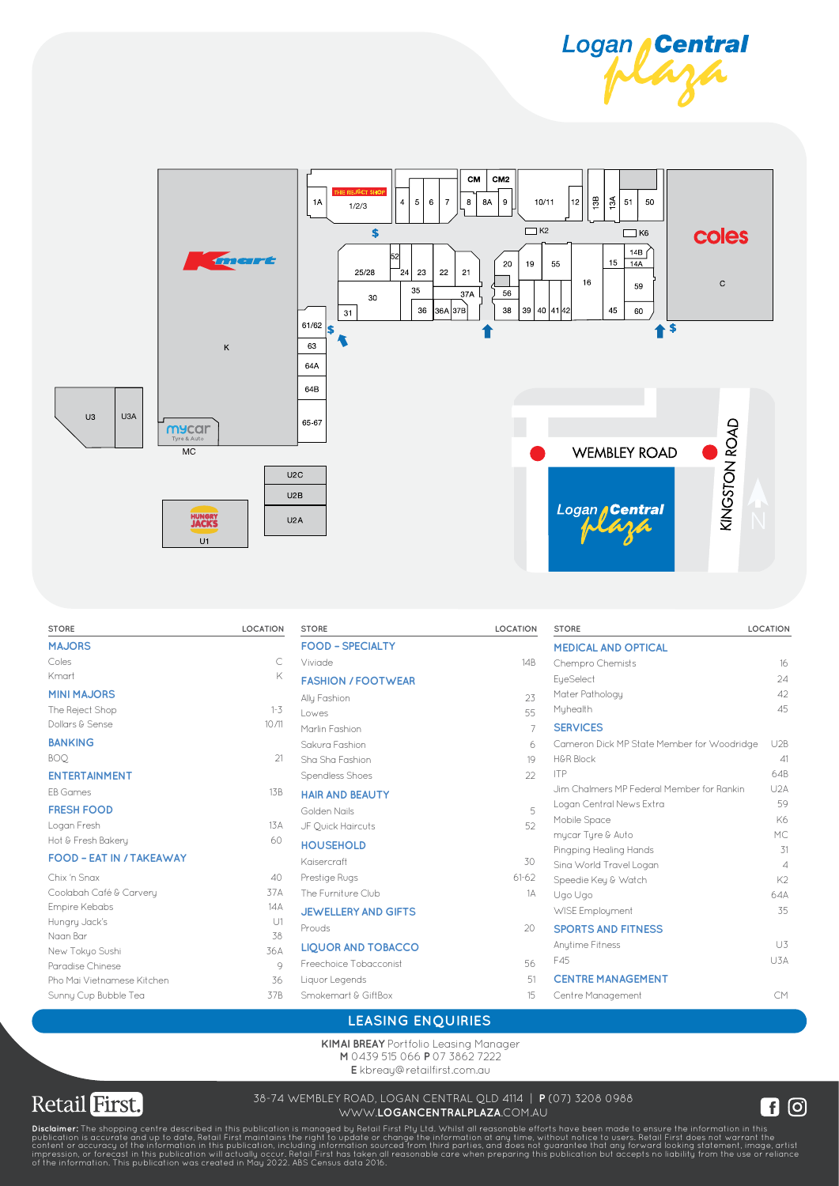Logan Central plaza

1A THE REJECT SHOP 1/2/3 4 5 6 7 CM CM2 8 8A 9 10/11 12 13B 13A 51 50

K2 K6

Kmart 25/28 52 24 23 22 21 20 19 55 15 14B 14A coles

30 35 37A 56 16 59 C

31 36 36A 37B 38 39 40 41 42 45 60

61/62 63 64A 64B 65-67

K

U3 U3A mycar Tyre & Auto MC

U2C U2B U2A

HUNGRY JACK'S U1

WEMBLEY ROAD

KINGSTON ROAD

Logan Central plaza

N

| STORE | LOCATION |
|---|---|
| **MAJORS** | |
| Coles | C |
| Kmart | K |
| **MINI MAJORS** | |
| The Reject Shop | 1-3 |
| Dollars & Sense | 10/11 |
| **BANKING** | |
| BOQ | 21 |
| **ENTERTAINMENT** | |
| EB Games | 13B |
| **FRESH FOOD** | |
| Logan Fresh | 13A |
| Hot & Fresh Bakery | 60 |
| **FOOD – EAT IN / TAKEAWAY** | |
| Chix 'n Snax | 40 |
| Coolabah Café & Carvery | 37A |
| Empire Kebabs | 14A |
| Hungry Jack's | U1 |
| Naan Bar | 38 |
| New Tokyo Sushi | 36A |
| Paradise Chinese | 9 |
| Pho Mai Vietnamese Kitchen | 36 |
| Sunny Cup Bubble Tea | 37B |

| STORE | LOCATION |
|---|---|
| **FOOD – SPECIALTY** | |
| Viviade | 14B |
| **FASHION / FOOTWEAR** | |
| Ally Fashion | 23 |
| Lowes | 55 |
| Marlin Fashion | 7 |
| Sakura Fashion | 6 |
| Sha Sha Fashion | 19 |
| Spendless Shoes | 22 |
| **HAIR AND BEAUTY** | |
| Golden Nails | 5 |
| JF Quick Haircuts | 52 |
| **HOUSEHOLD** | |
| Kaisercraft | 30 |
| Prestige Rugs | 61-62 |
| The Furniture Club | 1A |
| **JEWELLERY AND GIFTS** | |
| Prouds | 20 |
| **LIQUOR AND TOBACCO** | |
| Freechoice Tobacconist | 56 |
| Liquor Legends | 51 |
| Smokemart & GiftBox | 15 |

| STORE | LOCATION |
|---|---|
| **MEDICAL AND OPTICAL** | |
| Chempro Chemists | 16 |
| EyeSelect | 24 |
| Mater Pathology | 42 |
| Myhealth | 45 |
| **SERVICES** | |
| Cameron Dick MP State Member for Woodridge | U2B |
| H&R Block | 41 |
| ITP | 64B |
| Jim Chalmers MP Federal Member for Rankin | U2A |
| Logan Central News Extra | 59 |
| Mobile Space | K6 |
| mycar Tyre & Auto | MC |
| Pingping Healing Hands | 31 |
| Sina World Travel Logan | 4 |
| Speedie Key & Watch | K2 |
| Ugo Ugo | 64A |
| WISE Employment | 35 |
| **SPORTS AND FITNESS** | |
| Anytime Fitness | U3 |
| F45 | U3A |
| **CENTRE MANAGEMENT** | |
| Centre Management | CM |

## LEASING ENQUIRIES

**KIMAI BREAY** Portfolio Leasing Manager
**M** 0439 515 066 **P** 07 3862 7222
**E** kbreay@retailfirst.com.au

Retail First.

38-74 WEMBLEY ROAD, LOGAN CENTRAL QLD 4114 | **P** (07) 3208 0988
WWW.**LOGANCENTRALPLAZA**.COM.AU

**Disclaimer:** The shopping centre described in this publication is managed by Retail First Pty Ltd. Whilst all reasonable efforts have been made to ensure the information in this publication is accurate and up to date, Retail First maintains the right to update or change the information at any time, without notice to users. Retail First does not warrant the content or accuracy of the information in this publication, including information sourced from third parties, and does not guarantee that any forward looking statement, image, artist impression, or forecast in this publication will actually occur. Retail First has taken all reasonable care when preparing this publication but accepts no liability from the use or reliance of the information. This publication was created in May 2022. ABS Census data 2016.